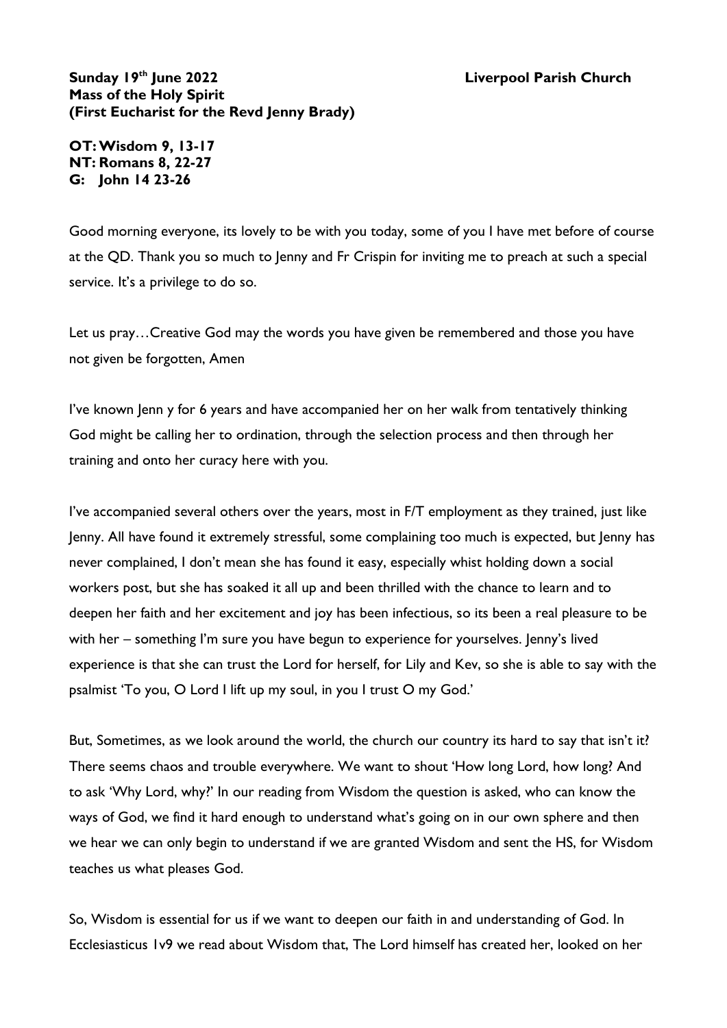**Sunday 19th June 2022** **Liverpool Parish Church**
**Mass of the Holy Spirit**
**(First Eucharist for the Revd Jenny Brady)**

**OT: Wisdom 9, 13-17**
**NT: Romans 8, 22-27**
**G: John 14 23-26**

Good morning everyone, its lovely to be with you today, some of you I have met before of course at the QD. Thank you so much to Jenny and Fr Crispin for inviting me to preach at such a special service. It's a privilege to do so.

Let us pray…Creative God may the words you have given be remembered and those you have not given be forgotten, Amen

I've known Jenn y for 6 years and have accompanied her on her walk from tentatively thinking God might be calling her to ordination, through the selection process and then through her training and onto her curacy here with you.

I've accompanied several others over the years, most in F/T employment as they trained, just like Jenny. All have found it extremely stressful, some complaining too much is expected, but Jenny has never complained, I don't mean she has found it easy, especially whist holding down a social workers post, but she has soaked it all up and been thrilled with the chance to learn and to deepen her faith and her excitement and joy has been infectious, so its been a real pleasure to be with her – something I'm sure you have begun to experience for yourselves. Jenny's lived experience is that she can trust the Lord for herself, for Lily and Kev, so she is able to say with the psalmist 'To you, O Lord I lift up my soul, in you I trust O my God.'

But, Sometimes, as we look around the world, the church our country its hard to say that isn't it? There seems chaos and trouble everywhere. We want to shout 'How long Lord, how long? And to ask 'Why Lord, why?' In our reading from Wisdom the question is asked, who can know the ways of God, we find it hard enough to understand what's going on in our own sphere and then we hear we can only begin to understand if we are granted Wisdom and sent the HS, for Wisdom teaches us what pleases God.

So, Wisdom is essential for us if we want to deepen our faith in and understanding of God. In Ecclesiasticus 1v9 we read about Wisdom that, The Lord himself has created her, looked on her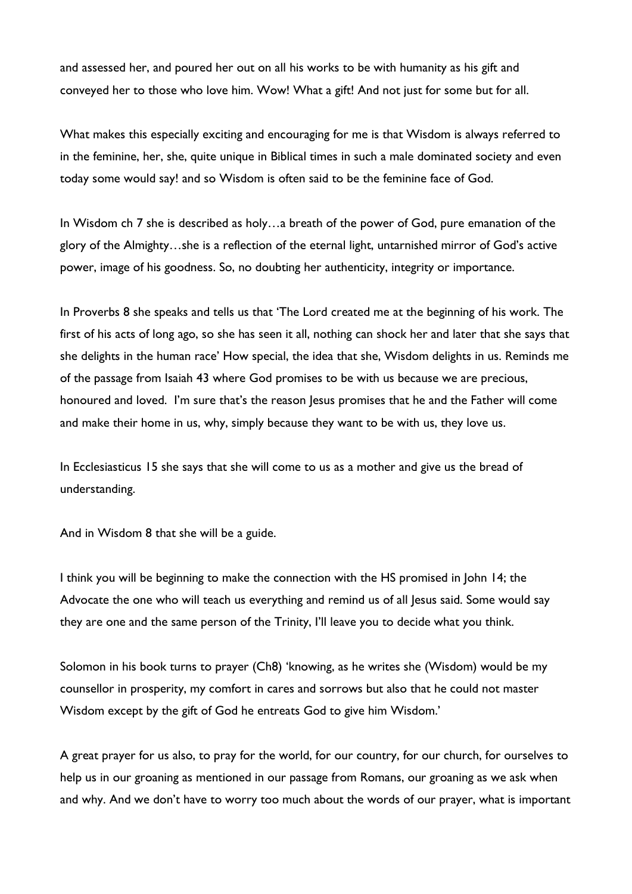and assessed her, and poured her out on all his works to be with humanity as his gift and conveyed her to those who love him. Wow! What a gift! And not just for some but for all.

What makes this especially exciting and encouraging for me is that Wisdom is always referred to in the feminine, her, she, quite unique in Biblical times in such a male dominated society and even today some would say! and so Wisdom is often said to be the feminine face of God.

In Wisdom ch 7 she is described as holy…a breath of the power of God, pure emanation of the glory of the Almighty…she is a reflection of the eternal light, untarnished mirror of God's active power, image of his goodness. So, no doubting her authenticity, integrity or importance.

In Proverbs 8 she speaks and tells us that 'The Lord created me at the beginning of his work. The first of his acts of long ago, so she has seen it all, nothing can shock her and later that she says that she delights in the human race' How special, the idea that she, Wisdom delights in us. Reminds me of the passage from Isaiah 43 where God promises to be with us because we are precious, honoured and loved. I'm sure that's the reason Jesus promises that he and the Father will come and make their home in us, why, simply because they want to be with us, they love us.

In Ecclesiasticus 15 she says that she will come to us as a mother and give us the bread of understanding.

And in Wisdom 8 that she will be a guide.

I think you will be beginning to make the connection with the HS promised in John 14; the Advocate the one who will teach us everything and remind us of all Jesus said. Some would say they are one and the same person of the Trinity, I'll leave you to decide what you think.

Solomon in his book turns to prayer (Ch8) 'knowing, as he writes she (Wisdom) would be my counsellor in prosperity, my comfort in cares and sorrows but also that he could not master Wisdom except by the gift of God he entreats God to give him Wisdom.'

A great prayer for us also, to pray for the world, for our country, for our church, for ourselves to help us in our groaning as mentioned in our passage from Romans, our groaning as we ask when and why. And we don't have to worry too much about the words of our prayer, what is important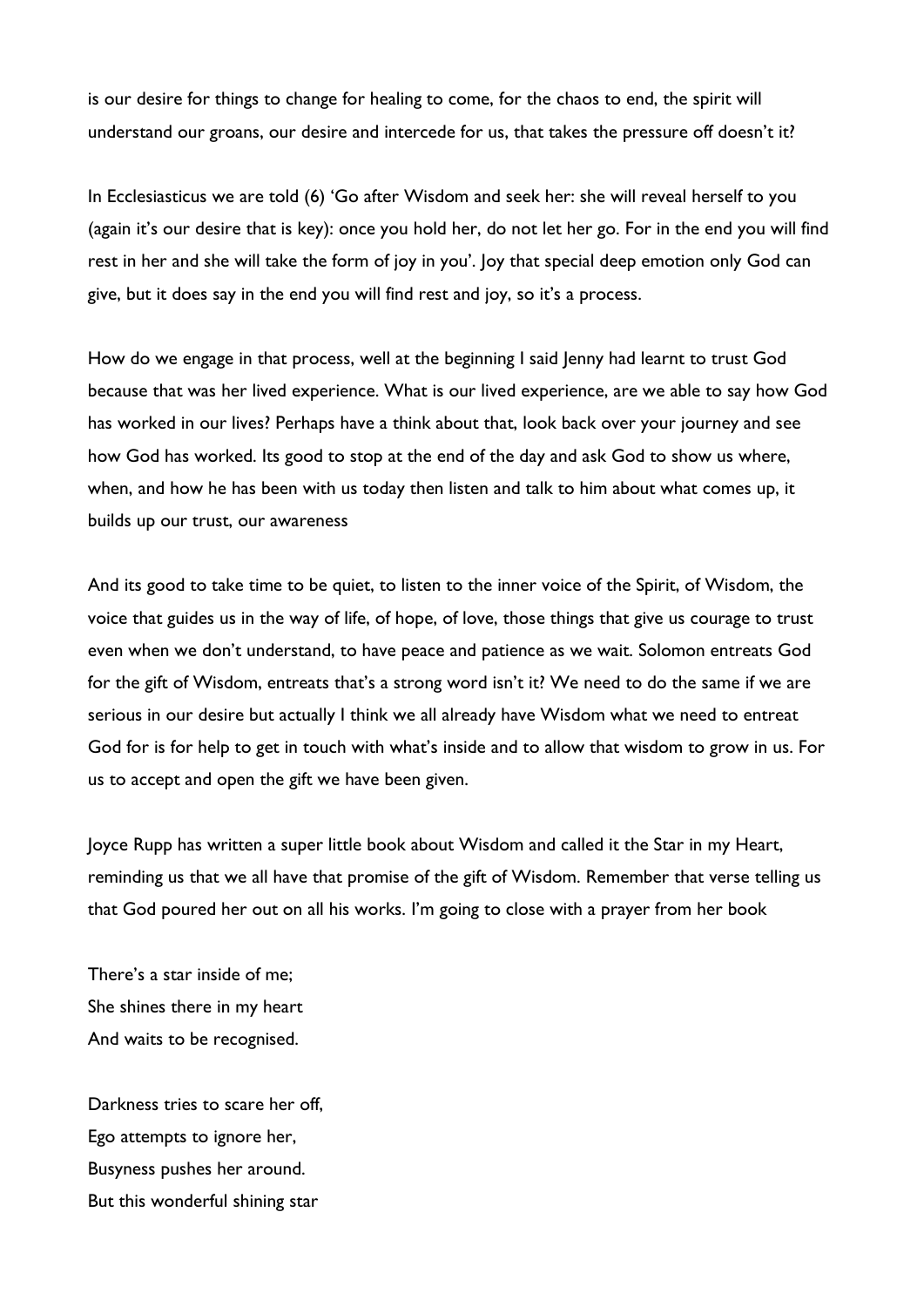is our desire for things to change for healing to come, for the chaos to end, the spirit will understand our groans, our desire and intercede for us, that takes the pressure off doesn't it?

In Ecclesiasticus we are told (6) 'Go after Wisdom and seek her: she will reveal herself to you (again it's our desire that is key): once you hold her, do not let her go. For in the end you will find rest in her and she will take the form of joy in you'. Joy that special deep emotion only God can give, but it does say in the end you will find rest and joy, so it's a process.

How do we engage in that process, well at the beginning I said Jenny had learnt to trust God because that was her lived experience. What is our lived experience, are we able to say how God has worked in our lives? Perhaps have a think about that, look back over your journey and see how God has worked. Its good to stop at the end of the day and ask God to show us where, when, and how he has been with us today then listen and talk to him about what comes up, it builds up our trust, our awareness

And its good to take time to be quiet, to listen to the inner voice of the Spirit, of Wisdom, the voice that guides us in the way of life, of hope, of love, those things that give us courage to trust even when we don't understand, to have peace and patience as we wait. Solomon entreats God for the gift of Wisdom, entreats that's a strong word isn't it? We need to do the same if we are serious in our desire but actually I think we all already have Wisdom what we need to entreat God for is for help to get in touch with what's inside and to allow that wisdom to grow in us. For us to accept and open the gift we have been given.

Joyce Rupp has written a super little book about Wisdom and called it the Star in my Heart, reminding us that we all have that promise of the gift of Wisdom. Remember that verse telling us that God poured her out on all his works. I'm going to close with a prayer from her book

There's a star inside of me;
She shines there in my heart
And waits to be recognised.

Darkness tries to scare her off,
Ego attempts to ignore her,
Busyness pushes her around.
But this wonderful shining star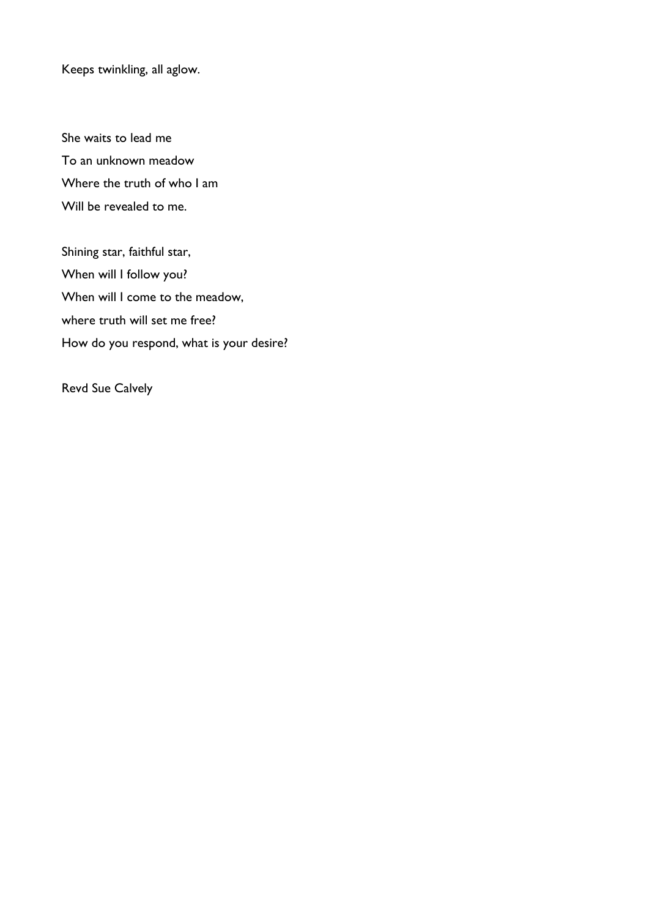Keeps twinkling, all aglow.

She waits to lead me  
To an unknown meadow  
Where the truth of who I am  
Will be revealed to me.

Shining star, faithful star,  
When will I follow you?  
When will I come to the meadow,  
where truth will set me free?  
How do you respond, what is your desire?

Revd Sue Calvely